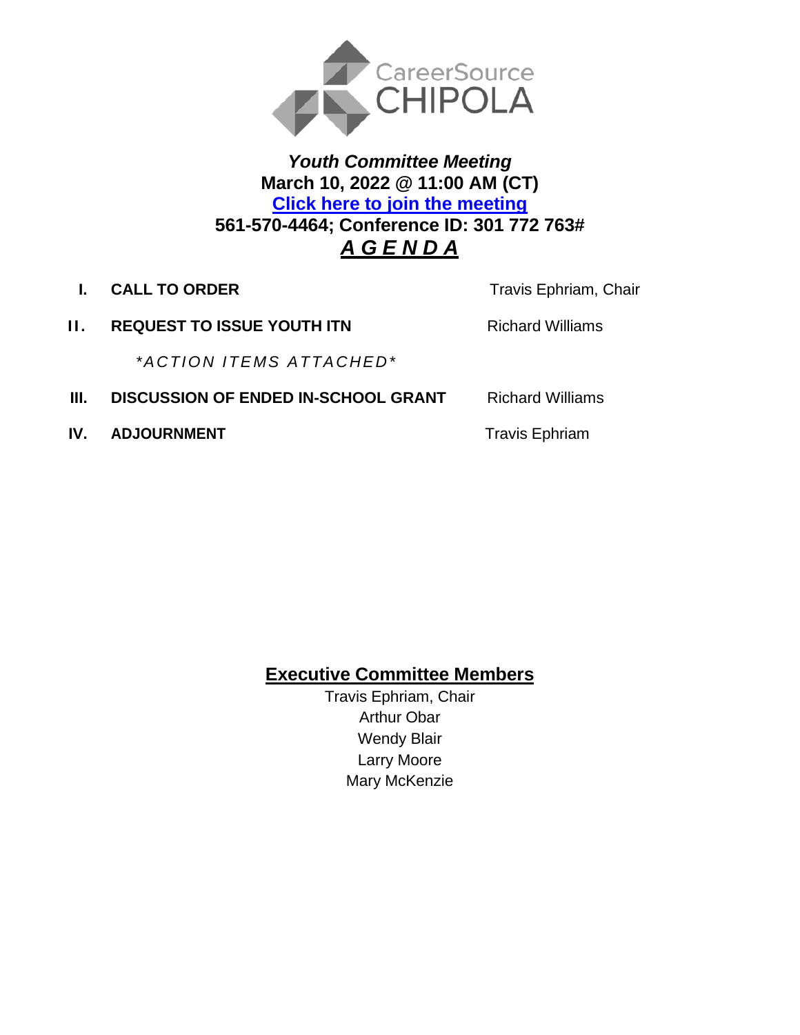CareerSource CHIPOLA

# *Youth Committee Meeting*

**March 10, 2022 @ 11:00 AM (CT)**

**[Click here to join the meeting]**

**561-570-4464; Conference ID: 301 772 763#**

## ***A G E N D A***

| | | |
|---|---|---|
| **I.** | **CALL TO ORDER** | Travis Ephriam, Chair |
| **II.** | **REQUEST TO ISSUE YOUTH ITN** | Richard Williams |
| | *\*ACTION ITEMS ATTACHED\** | |
| **III.** | **DISCUSSION OF ENDED IN-SCHOOL GRANT** | Richard Williams |
| **IV.** | **ADJOURNMENT** | Travis Ephriam |

## **Executive Committee Members**

Travis Ephriam, Chair
Arthur Obar
Wendy Blair
Larry Moore
Mary McKenzie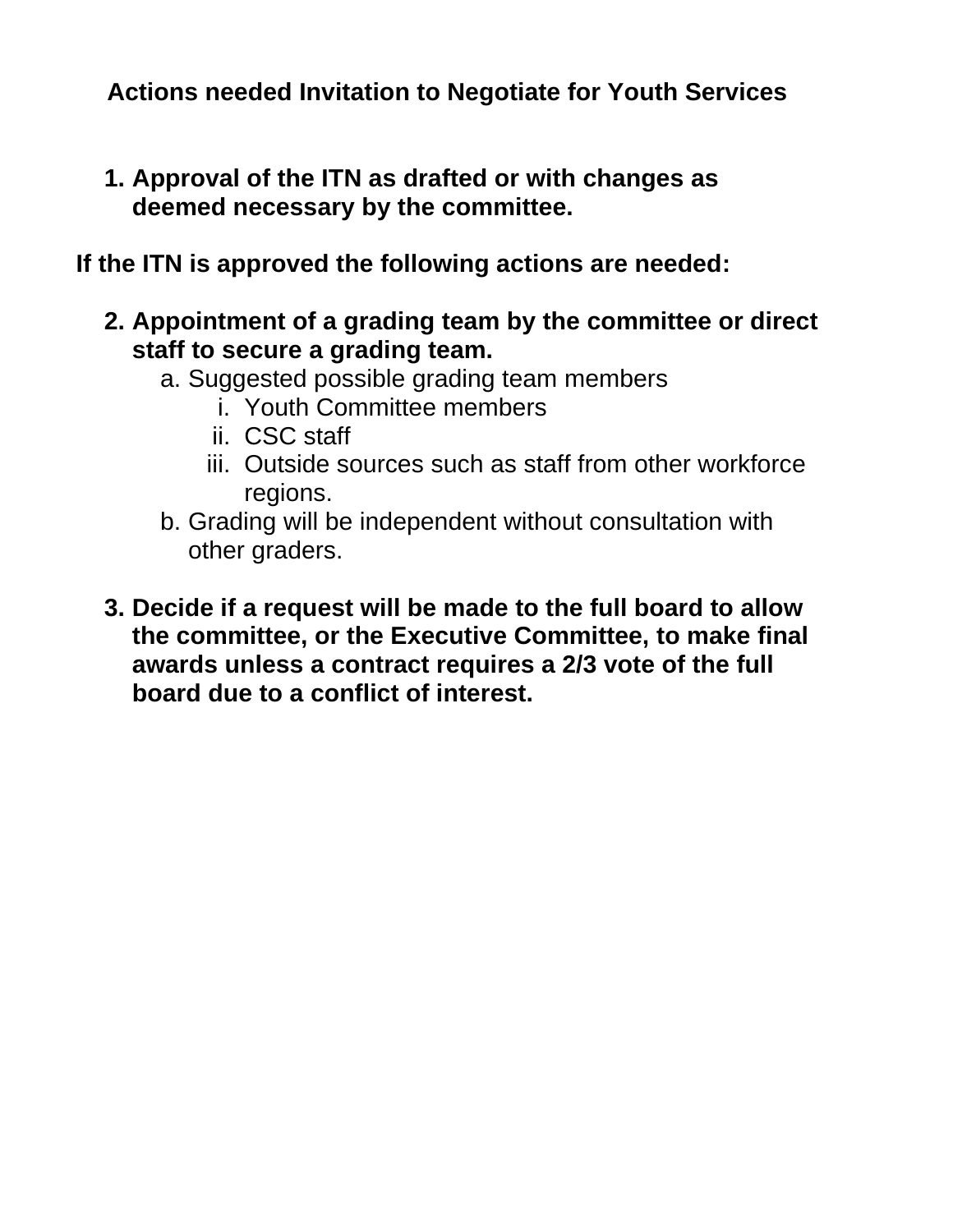# Actions needed Invitation to Negotiate for Youth Services

1. **Approval of the ITN as drafted or with changes as deemed necessary by the committee.**

**If the ITN is approved the following actions are needed:**

2. **Appointment of a grading team by the committee or direct staff to secure a grading team.**
   a. Suggested possible grading team members
      i. Youth Committee members
      ii. CSC staff
      iii. Outside sources such as staff from other workforce regions.
   b. Grading will be independent without consultation with other graders.

3. **Decide if a request will be made to the full board to allow the committee, or the Executive Committee, to make final awards unless a contract requires a 2/3 vote of the full board due to a conflict of interest.**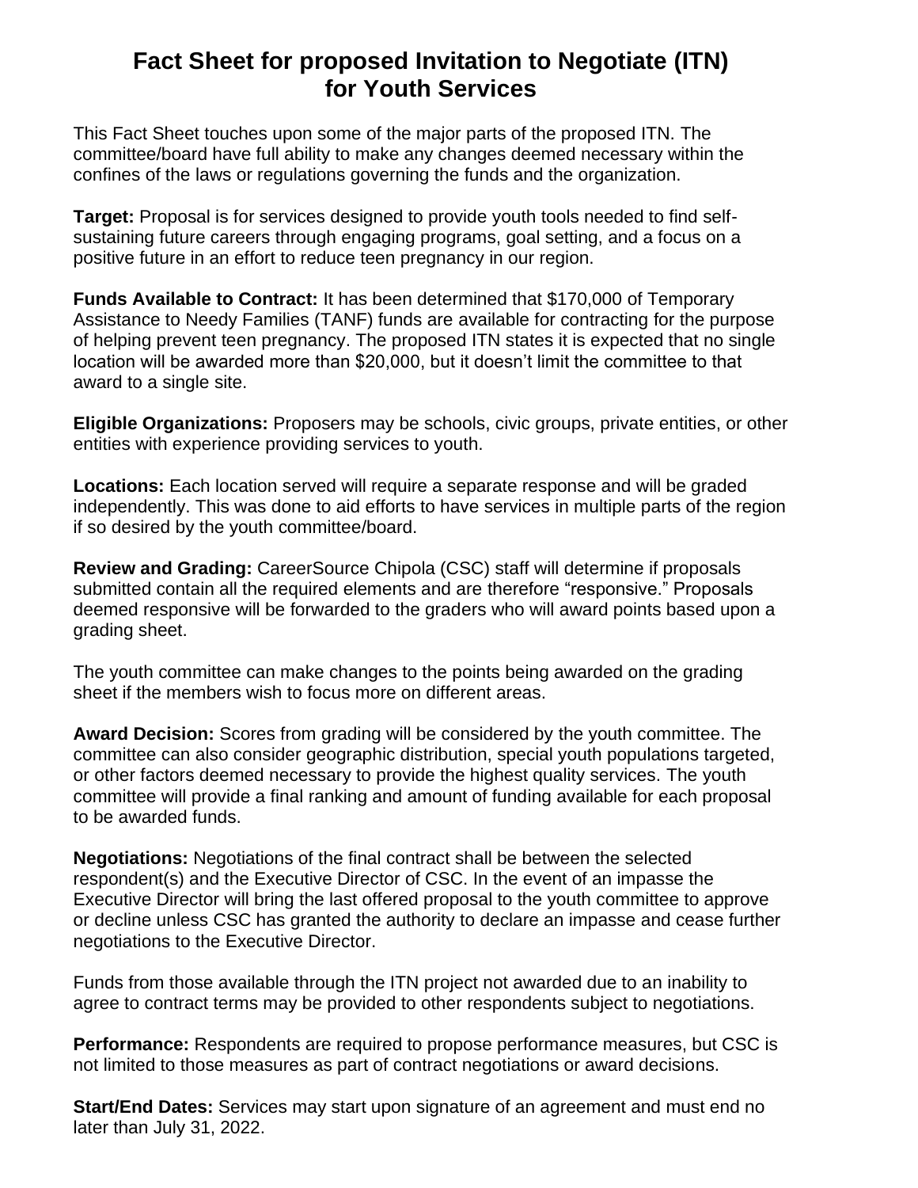# Fact Sheet for proposed Invitation to Negotiate (ITN) for Youth Services

This Fact Sheet touches upon some of the major parts of the proposed ITN. The committee/board have full ability to make any changes deemed necessary within the confines of the laws or regulations governing the funds and the organization.

**Target:** Proposal is for services designed to provide youth tools needed to find self-sustaining future careers through engaging programs, goal setting, and a focus on a positive future in an effort to reduce teen pregnancy in our region.

**Funds Available to Contract:** It has been determined that $170,000 of Temporary Assistance to Needy Families (TANF) funds are available for contracting for the purpose of helping prevent teen pregnancy. The proposed ITN states it is expected that no single location will be awarded more than $20,000, but it doesn't limit the committee to that award to a single site.

**Eligible Organizations:** Proposers may be schools, civic groups, private entities, or other entities with experience providing services to youth.

**Locations:** Each location served will require a separate response and will be graded independently. This was done to aid efforts to have services in multiple parts of the region if so desired by the youth committee/board.

**Review and Grading:** CareerSource Chipola (CSC) staff will determine if proposals submitted contain all the required elements and are therefore "responsive." Proposals deemed responsive will be forwarded to the graders who will award points based upon a grading sheet.

The youth committee can make changes to the points being awarded on the grading sheet if the members wish to focus more on different areas.

**Award Decision:** Scores from grading will be considered by the youth committee. The committee can also consider geographic distribution, special youth populations targeted, or other factors deemed necessary to provide the highest quality services. The youth committee will provide a final ranking and amount of funding available for each proposal to be awarded funds.

**Negotiations:** Negotiations of the final contract shall be between the selected respondent(s) and the Executive Director of CSC. In the event of an impasse the Executive Director will bring the last offered proposal to the youth committee to approve or decline unless CSC has granted the authority to declare an impasse and cease further negotiations to the Executive Director.

Funds from those available through the ITN project not awarded due to an inability to agree to contract terms may be provided to other respondents subject to negotiations.

**Performance:** Respondents are required to propose performance measures, but CSC is not limited to those measures as part of contract negotiations or award decisions.

**Start/End Dates:** Services may start upon signature of an agreement and must end no later than July 31, 2022.